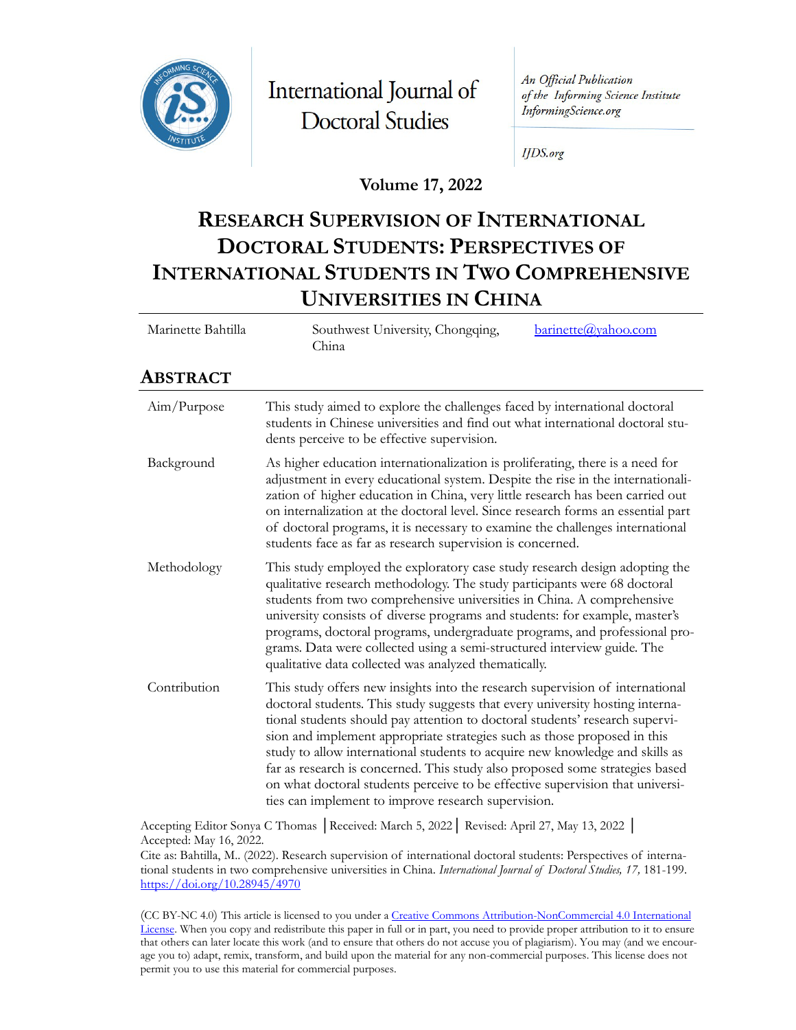International Journal of Doctoral Studies

*An Official Publication of the Informing Science Institute InformingScience.org*

*IJDS.org*

**Volume 17, 2022**

# RESEARCH SUPERVISION OF INTERNATIONAL DOCTORAL STUDENTS: PERSPECTIVES OF INTERNATIONAL STUDENTS IN TWO COMPREHENSIVE UNIVERSITIES IN CHINA

| Marinette Bahtilla | Southwest University, Chongqing, China | barinette@yahoo.com |
|---|---|---|

## ABSTRACT

| | |
|---|---|
| Aim/Purpose | This study aimed to explore the challenges faced by international doctoral students in Chinese universities and find out what international doctoral students perceive to be effective supervision. |
| Background | As higher education internationalization is proliferating, there is a need for adjustment in every educational system. Despite the rise in the internationalization of higher education in China, very little research has been carried out on internalization at the doctoral level. Since research forms an essential part of doctoral programs, it is necessary to examine the challenges international students face as far as research supervision is concerned. |
| Methodology | This study employed the exploratory case study research design adopting the qualitative research methodology. The study participants were 68 doctoral students from two comprehensive universities in China. A comprehensive university consists of diverse programs and students: for example, master's programs, doctoral programs, undergraduate programs, and professional programs. Data were collected using a semi-structured interview guide. The qualitative data collected was analyzed thematically. |
| Contribution | This study offers new insights into the research supervision of international doctoral students. This study suggests that every university hosting international students should pay attention to doctoral students' research supervision and implement appropriate strategies such as those proposed in this study to allow international students to acquire new knowledge and skills as far as research is concerned. This study also proposed some strategies based on what doctoral students perceive to be effective supervision that universities can implement to improve research supervision. |

Accepting Editor Sonya C Thomas │Received: March 5, 2022│ Revised: April 27, May 13, 2022 │ Accepted: May 16, 2022.

Cite as: Bahtilla, M.. (2022). Research supervision of international doctoral students: Perspectives of international students in two comprehensive universities in China. *International Journal of Doctoral Studies, 17,* 181-199. https://doi.org/10.28945/4970

(CC BY-NC 4.0) This article is licensed to you under a Creative Commons Attribution-NonCommercial 4.0 International License. When you copy and redistribute this paper in full or in part, you need to provide proper attribution to it to ensure that others can later locate this work (and to ensure that others do not accuse you of plagiarism). You may (and we encourage you to) adapt, remix, transform, and build upon the material for any non-commercial purposes. This license does not permit you to use this material for commercial purposes.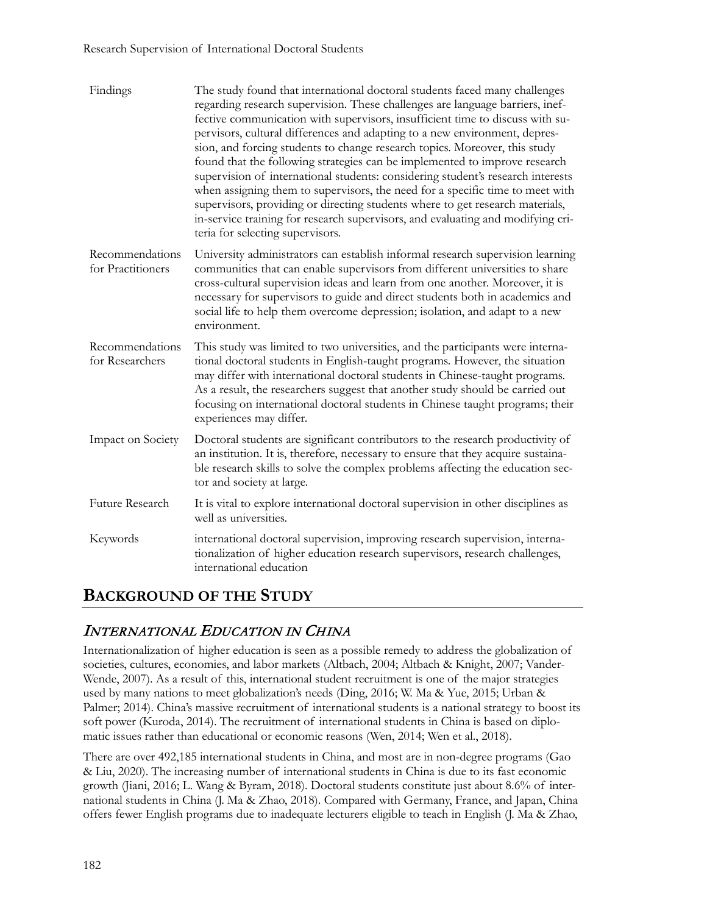| | |
|---|---|
| Findings | The study found that international doctoral students faced many challenges regarding research supervision. These challenges are language barriers, ineffective communication with supervisors, insufficient time to discuss with supervisors, cultural differences and adapting to a new environment, depression, and forcing students to change research topics. Moreover, this study found that the following strategies can be implemented to improve research supervision of international students: considering student's research interests when assigning them to supervisors, the need for a specific time to meet with supervisors, providing or directing students where to get research materials, in-service training for research supervisors, and evaluating and modifying criteria for selecting supervisors. |
| Recommendations for Practitioners | University administrators can establish informal research supervision learning communities that can enable supervisors from different universities to share cross-cultural supervision ideas and learn from one another. Moreover, it is necessary for supervisors to guide and direct students both in academics and social life to help them overcome depression; isolation, and adapt to a new environment. |
| Recommendations for Researchers | This study was limited to two universities, and the participants were international doctoral students in English-taught programs. However, the situation may differ with international doctoral students in Chinese-taught programs. As a result, the researchers suggest that another study should be carried out focusing on international doctoral students in Chinese taught programs; their experiences may differ. |
| Impact on Society | Doctoral students are significant contributors to the research productivity of an institution. It is, therefore, necessary to ensure that they acquire sustainable research skills to solve the complex problems affecting the education sector and society at large. |
| Future Research | It is vital to explore international doctoral supervision in other disciplines as well as universities. |
| Keywords | international doctoral supervision, improving research supervision, internationalization of higher education research supervisors, research challenges, international education |

## BACKGROUND OF THE STUDY

### *INTERNATIONAL EDUCATION IN CHINA*

Internationalization of higher education is seen as a possible remedy to address the globalization of societies, cultures, economies, and labor markets (Altbach, 2004; Altbach & Knight, 2007; Vander-Wende, 2007). As a result of this, international student recruitment is one of the major strategies used by many nations to meet globalization's needs (Ding, 2016; W. Ma & Yue, 2015; Urban & Palmer; 2014). China's massive recruitment of international students is a national strategy to boost its soft power (Kuroda, 2014). The recruitment of international students in China is based on diplomatic issues rather than educational or economic reasons (Wen, 2014; Wen et al., 2018).

There are over 492,185 international students in China, and most are in non-degree programs (Gao & Liu, 2020). The increasing number of international students in China is due to its fast economic growth (Jiani, 2016; L. Wang & Byram, 2018). Doctoral students constitute just about 8.6% of international students in China (J. Ma & Zhao, 2018). Compared with Germany, France, and Japan, China offers fewer English programs due to inadequate lecturers eligible to teach in English (J. Ma & Zhao,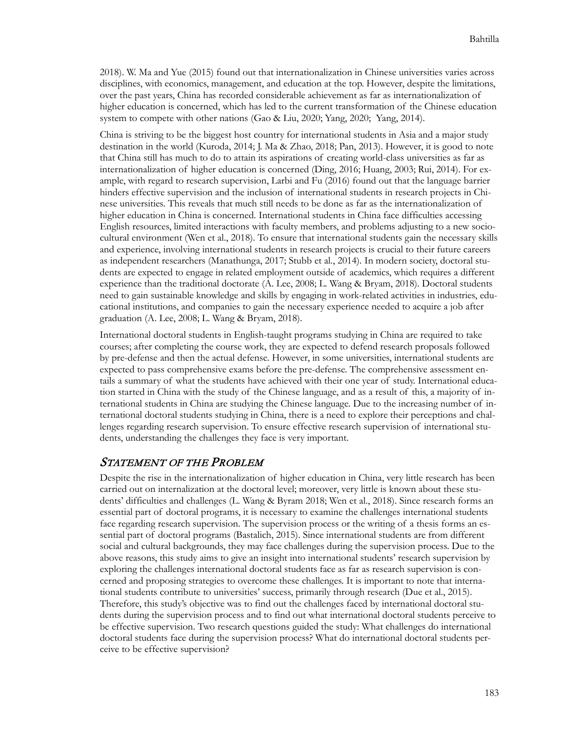2018). W. Ma and Yue (2015) found out that internationalization in Chinese universities varies across disciplines, with economics, management, and education at the top. However, despite the limitations, over the past years, China has recorded considerable achievement as far as internationalization of higher education is concerned, which has led to the current transformation of the Chinese education system to compete with other nations (Gao & Liu, 2020; Yang, 2020; Yang, 2014).

China is striving to be the biggest host country for international students in Asia and a major study destination in the world (Kuroda, 2014; J. Ma & Zhao, 2018; Pan, 2013). However, it is good to note that China still has much to do to attain its aspirations of creating world-class universities as far as internationalization of higher education is concerned (Ding, 2016; Huang, 2003; Rui, 2014). For example, with regard to research supervision, Larbi and Fu (2016) found out that the language barrier hinders effective supervision and the inclusion of international students in research projects in Chinese universities. This reveals that much still needs to be done as far as the internationalization of higher education in China is concerned. International students in China face difficulties accessing English resources, limited interactions with faculty members, and problems adjusting to a new socio-cultural environment (Wen et al., 2018). To ensure that international students gain the necessary skills and experience, involving international students in research projects is crucial to their future careers as independent researchers (Manathunga, 2017; Stubb et al., 2014). In modern society, doctoral students are expected to engage in related employment outside of academics, which requires a different experience than the traditional doctorate (A. Lee, 2008; L. Wang & Bryam, 2018). Doctoral students need to gain sustainable knowledge and skills by engaging in work-related activities in industries, educational institutions, and companies to gain the necessary experience needed to acquire a job after graduation (A. Lee, 2008; L. Wang & Bryam, 2018).

International doctoral students in English-taught programs studying in China are required to take courses; after completing the course work, they are expected to defend research proposals followed by pre-defense and then the actual defense. However, in some universities, international students are expected to pass comprehensive exams before the pre-defense. The comprehensive assessment entails a summary of what the students have achieved with their one year of study. International education started in China with the study of the Chinese language, and as a result of this, a majority of international students in China are studying the Chinese language. Due to the increasing number of international doctoral students studying in China, there is a need to explore their perceptions and challenges regarding research supervision. To ensure effective research supervision of international students, understanding the challenges they face is very important.

## *Statement of the Problem*

Despite the rise in the internationalization of higher education in China, very little research has been carried out on internalization at the doctoral level; moreover, very little is known about these students' difficulties and challenges (L. Wang & Byram 2018; Wen et al., 2018). Since research forms an essential part of doctoral programs, it is necessary to examine the challenges international students face regarding research supervision. The supervision process or the writing of a thesis forms an essential part of doctoral programs (Bastalich, 2015). Since international students are from different social and cultural backgrounds, they may face challenges during the supervision process. Due to the above reasons, this study aims to give an insight into international students' research supervision by exploring the challenges international doctoral students face as far as research supervision is concerned and proposing strategies to overcome these challenges. It is important to note that international students contribute to universities' success, primarily through research (Due et al., 2015). Therefore, this study's objective was to find out the challenges faced by international doctoral students during the supervision process and to find out what international doctoral students perceive to be effective supervision. Two research questions guided the study: What challenges do international doctoral students face during the supervision process? What do international doctoral students perceive to be effective supervision?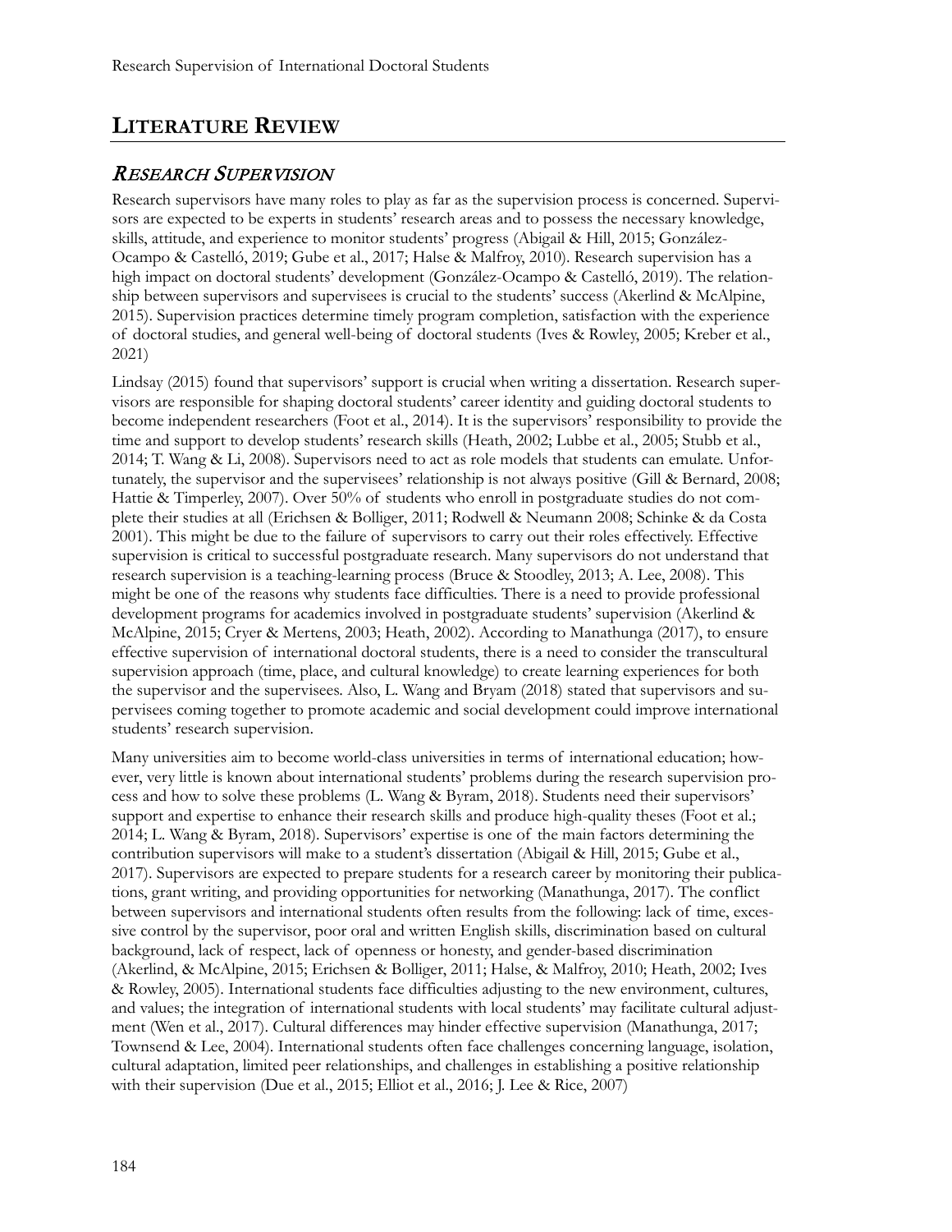## LITERATURE REVIEW

### *RESEARCH SUPERVISION*

Research supervisors have many roles to play as far as the supervision process is concerned. Supervisors are expected to be experts in students' research areas and to possess the necessary knowledge, skills, attitude, and experience to monitor students' progress (Abigail & Hill, 2015; González-Ocampo & Castelló, 2019; Gube et al., 2017; Halse & Malfroy, 2010). Research supervision has a high impact on doctoral students' development (González-Ocampo & Castelló, 2019). The relationship between supervisors and supervisees is crucial to the students' success (Akerlind & McAlpine, 2015). Supervision practices determine timely program completion, satisfaction with the experience of doctoral studies, and general well-being of doctoral students (Ives & Rowley, 2005; Kreber et al., 2021)

Lindsay (2015) found that supervisors' support is crucial when writing a dissertation. Research supervisors are responsible for shaping doctoral students' career identity and guiding doctoral students to become independent researchers (Foot et al., 2014). It is the supervisors' responsibility to provide the time and support to develop students' research skills (Heath, 2002; Lubbe et al., 2005; Stubb et al., 2014; T. Wang & Li, 2008). Supervisors need to act as role models that students can emulate. Unfortunately, the supervisor and the supervisees' relationship is not always positive (Gill & Bernard, 2008; Hattie & Timperley, 2007). Over 50% of students who enroll in postgraduate studies do not complete their studies at all (Erichsen & Bolliger, 2011; Rodwell & Neumann 2008; Schinke & da Costa 2001). This might be due to the failure of supervisors to carry out their roles effectively. Effective supervision is critical to successful postgraduate research. Many supervisors do not understand that research supervision is a teaching-learning process (Bruce & Stoodley, 2013; A. Lee, 2008). This might be one of the reasons why students face difficulties. There is a need to provide professional development programs for academics involved in postgraduate students' supervision (Akerlind & McAlpine, 2015; Cryer & Mertens, 2003; Heath, 2002). According to Manathunga (2017), to ensure effective supervision of international doctoral students, there is a need to consider the transcultural supervision approach (time, place, and cultural knowledge) to create learning experiences for both the supervisor and the supervisees. Also, L. Wang and Bryam (2018) stated that supervisors and supervisees coming together to promote academic and social development could improve international students' research supervision.

Many universities aim to become world-class universities in terms of international education; however, very little is known about international students' problems during the research supervision process and how to solve these problems (L. Wang & Byram, 2018). Students need their supervisors' support and expertise to enhance their research skills and produce high-quality theses (Foot et al.; 2014; L. Wang & Byram, 2018). Supervisors' expertise is one of the main factors determining the contribution supervisors will make to a student's dissertation (Abigail & Hill, 2015; Gube et al., 2017). Supervisors are expected to prepare students for a research career by monitoring their publications, grant writing, and providing opportunities for networking (Manathunga, 2017). The conflict between supervisors and international students often results from the following: lack of time, excessive control by the supervisor, poor oral and written English skills, discrimination based on cultural background, lack of respect, lack of openness or honesty, and gender-based discrimination (Akerlind, & McAlpine, 2015; Erichsen & Bolliger, 2011; Halse, & Malfroy, 2010; Heath, 2002; Ives & Rowley, 2005). International students face difficulties adjusting to the new environment, cultures, and values; the integration of international students with local students' may facilitate cultural adjustment (Wen et al., 2017). Cultural differences may hinder effective supervision (Manathunga, 2017; Townsend & Lee, 2004). International students often face challenges concerning language, isolation, cultural adaptation, limited peer relationships, and challenges in establishing a positive relationship with their supervision (Due et al., 2015; Elliot et al., 2016; J. Lee & Rice, 2007)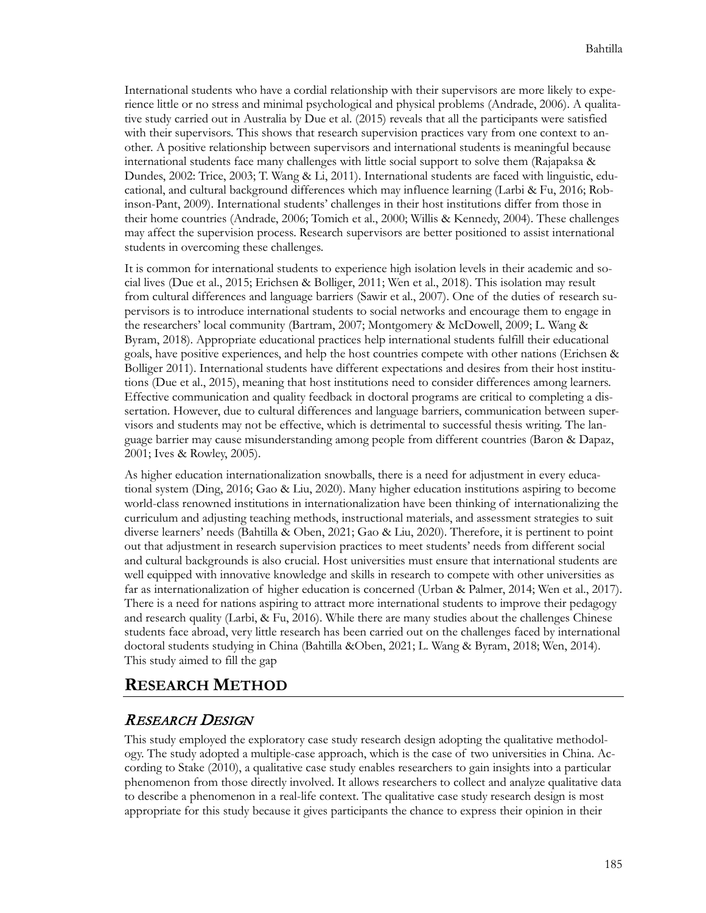International students who have a cordial relationship with their supervisors are more likely to experience little or no stress and minimal psychological and physical problems (Andrade, 2006). A qualitative study carried out in Australia by Due et al. (2015) reveals that all the participants were satisfied with their supervisors. This shows that research supervision practices vary from one context to another. A positive relationship between supervisors and international students is meaningful because international students face many challenges with little social support to solve them (Rajapaksa & Dundes, 2002: Trice, 2003; T. Wang & Li, 2011). International students are faced with linguistic, educational, and cultural background differences which may influence learning (Larbi & Fu, 2016; Robinson-Pant, 2009). International students' challenges in their host institutions differ from those in their home countries (Andrade, 2006; Tomich et al., 2000; Willis & Kennedy, 2004). These challenges may affect the supervision process. Research supervisors are better positioned to assist international students in overcoming these challenges.

It is common for international students to experience high isolation levels in their academic and social lives (Due et al., 2015; Erichsen & Bolliger, 2011; Wen et al., 2018). This isolation may result from cultural differences and language barriers (Sawir et al., 2007). One of the duties of research supervisors is to introduce international students to social networks and encourage them to engage in the researchers' local community (Bartram, 2007; Montgomery & McDowell, 2009; L. Wang & Byram, 2018). Appropriate educational practices help international students fulfill their educational goals, have positive experiences, and help the host countries compete with other nations (Erichsen & Bolliger 2011). International students have different expectations and desires from their host institutions (Due et al., 2015), meaning that host institutions need to consider differences among learners. Effective communication and quality feedback in doctoral programs are critical to completing a dissertation. However, due to cultural differences and language barriers, communication between supervisors and students may not be effective, which is detrimental to successful thesis writing. The language barrier may cause misunderstanding among people from different countries (Baron & Dapaz, 2001; Ives & Rowley, 2005).

As higher education internationalization snowballs, there is a need for adjustment in every educational system (Ding, 2016; Gao & Liu, 2020). Many higher education institutions aspiring to become world-class renowned institutions in internationalization have been thinking of internationalizing the curriculum and adjusting teaching methods, instructional materials, and assessment strategies to suit diverse learners' needs (Bahtilla & Oben, 2021; Gao & Liu, 2020). Therefore, it is pertinent to point out that adjustment in research supervision practices to meet students' needs from different social and cultural backgrounds is also crucial. Host universities must ensure that international students are well equipped with innovative knowledge and skills in research to compete with other universities as far as internationalization of higher education is concerned (Urban & Palmer, 2014; Wen et al., 2017). There is a need for nations aspiring to attract more international students to improve their pedagogy and research quality (Larbi, & Fu, 2016). While there are many studies about the challenges Chinese students face abroad, very little research has been carried out on the challenges faced by international doctoral students studying in China (Bahtilla &Oben, 2021; L. Wang & Byram, 2018; Wen, 2014). This study aimed to fill the gap

## RESEARCH METHOD

### *RESEARCH DESIGN*

This study employed the exploratory case study research design adopting the qualitative methodology. The study adopted a multiple-case approach, which is the case of two universities in China. According to Stake (2010), a qualitative case study enables researchers to gain insights into a particular phenomenon from those directly involved. It allows researchers to collect and analyze qualitative data to describe a phenomenon in a real-life context. The qualitative case study research design is most appropriate for this study because it gives participants the chance to express their opinion in their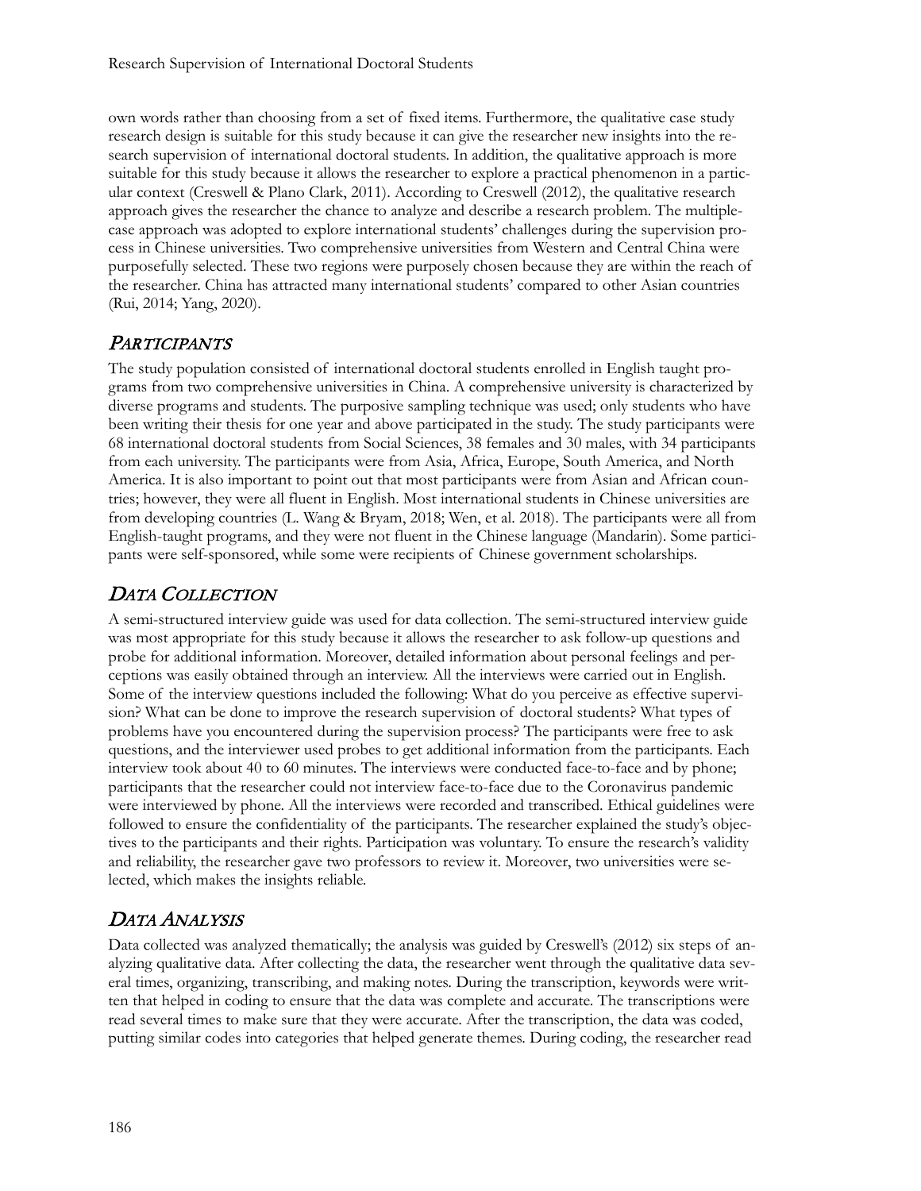own words rather than choosing from a set of fixed items. Furthermore, the qualitative case study research design is suitable for this study because it can give the researcher new insights into the research supervision of international doctoral students. In addition, the qualitative approach is more suitable for this study because it allows the researcher to explore a practical phenomenon in a particular context (Creswell & Plano Clark, 2011). According to Creswell (2012), the qualitative research approach gives the researcher the chance to analyze and describe a research problem. The multiple-case approach was adopted to explore international students' challenges during the supervision process in Chinese universities. Two comprehensive universities from Western and Central China were purposefully selected. These two regions were purposely chosen because they are within the reach of the researcher. China has attracted many international students' compared to other Asian countries (Rui, 2014; Yang, 2020).

## *Participants*

The study population consisted of international doctoral students enrolled in English taught programs from two comprehensive universities in China. A comprehensive university is characterized by diverse programs and students. The purposive sampling technique was used; only students who have been writing their thesis for one year and above participated in the study. The study participants were 68 international doctoral students from Social Sciences, 38 females and 30 males, with 34 participants from each university. The participants were from Asia, Africa, Europe, South America, and North America. It is also important to point out that most participants were from Asian and African countries; however, they were all fluent in English. Most international students in Chinese universities are from developing countries (L. Wang & Bryam, 2018; Wen, et al. 2018). The participants were all from English-taught programs, and they were not fluent in the Chinese language (Mandarin). Some participants were self-sponsored, while some were recipients of Chinese government scholarships.

## *Data Collection*

A semi-structured interview guide was used for data collection. The semi-structured interview guide was most appropriate for this study because it allows the researcher to ask follow-up questions and probe for additional information. Moreover, detailed information about personal feelings and perceptions was easily obtained through an interview. All the interviews were carried out in English. Some of the interview questions included the following: What do you perceive as effective supervision? What can be done to improve the research supervision of doctoral students? What types of problems have you encountered during the supervision process? The participants were free to ask questions, and the interviewer used probes to get additional information from the participants. Each interview took about 40 to 60 minutes. The interviews were conducted face-to-face and by phone; participants that the researcher could not interview face-to-face due to the Coronavirus pandemic were interviewed by phone. All the interviews were recorded and transcribed. Ethical guidelines were followed to ensure the confidentiality of the participants. The researcher explained the study's objectives to the participants and their rights. Participation was voluntary. To ensure the research's validity and reliability, the researcher gave two professors to review it. Moreover, two universities were selected, which makes the insights reliable.

## *Data Analysis*

Data collected was analyzed thematically; the analysis was guided by Creswell's (2012) six steps of analyzing qualitative data. After collecting the data, the researcher went through the qualitative data several times, organizing, transcribing, and making notes. During the transcription, keywords were written that helped in coding to ensure that the data was complete and accurate. The transcriptions were read several times to make sure that they were accurate. After the transcription, the data was coded, putting similar codes into categories that helped generate themes. During coding, the researcher read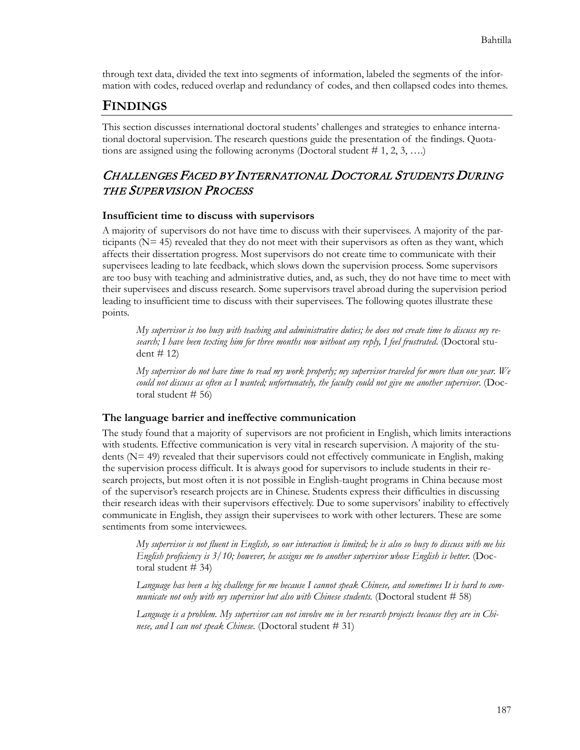through text data, divided the text into segments of information, labeled the segments of the information with codes, reduced overlap and redundancy of codes, and then collapsed codes into themes.

## FINDINGS

This section discusses international doctoral students' challenges and strategies to enhance international doctoral supervision. The research questions guide the presentation of the findings. Quotations are assigned using the following acronyms (Doctoral student # 1, 2, 3, ….)

### *CHALLENGES FACED BY INTERNATIONAL DOCTORAL STUDENTS DURING THE SUPERVISION PROCESS*

#### Insufficient time to discuss with supervisors

A majority of supervisors do not have time to discuss with their supervisees. A majority of the participants (N= 45) revealed that they do not meet with their supervisors as often as they want, which affects their dissertation progress. Most supervisors do not create time to communicate with their supervisees leading to late feedback, which slows down the supervision process. Some supervisors are too busy with teaching and administrative duties, and, as such, they do not have time to meet with their supervisees and discuss research. Some supervisors travel abroad during the supervision period leading to insufficient time to discuss with their supervisees. The following quotes illustrate these points.

> *My supervisor is too busy with teaching and administrative duties; he does not create time to discuss my research; I have been texting him for three months now without any reply, I feel frustrated.* (Doctoral student # 12)

> *My supervisor do not have time to read my work properly; my supervisor traveled for more than one year. We could not discuss as often as I wanted; unfortunately, the faculty could not give me another supervisor.* (Doctoral student # 56)

#### The language barrier and ineffective communication

The study found that a majority of supervisors are not proficient in English, which limits interactions with students. Effective communication is very vital in research supervision. A majority of the students (N= 49) revealed that their supervisors could not effectively communicate in English, making the supervision process difficult. It is always good for supervisors to include students in their research projects, but most often it is not possible in English-taught programs in China because most of the supervisor's research projects are in Chinese. Students express their difficulties in discussing their research ideas with their supervisors effectively. Due to some supervisors' inability to effectively communicate in English, they assign their supervisees to work with other lecturers. These are some sentiments from some interviewees.

> *My supervisor is not fluent in English, so our interaction is limited; he is also so busy to discuss with me his English proficiency is 3/10; however, he assigns me to another supervisor whose English is better.* (Doctoral student # 34)

> *Language has been a big challenge for me because I cannot speak Chinese, and sometimes It is hard to communicate not only with my supervisor but also with Chinese students.* (Doctoral student # 58)

> *Language is a problem. My supervisor can not involve me in her research projects because they are in Chinese, and I can not speak Chinese.* (Doctoral student # 31)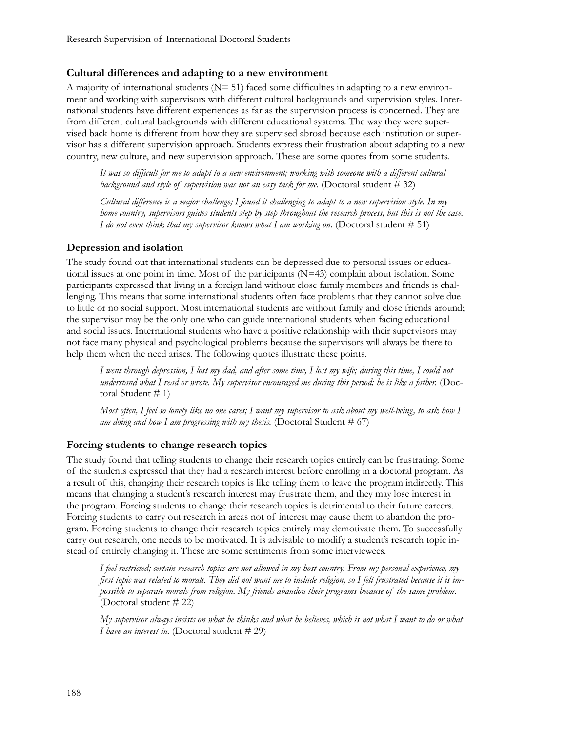### Cultural differences and adapting to a new environment

A majority of international students (N= 51) faced some difficulties in adapting to a new environment and working with supervisors with different cultural backgrounds and supervision styles. International students have different experiences as far as the supervision process is concerned. They are from different cultural backgrounds with different educational systems. The way they were supervised back home is different from how they are supervised abroad because each institution or supervisor has a different supervision approach. Students express their frustration about adapting to a new country, new culture, and new supervision approach. These are some quotes from some students.

> *It was so difficult for me to adapt to a new environment; working with someone with a different cultural background and style of supervision was not an easy task for me.* (Doctoral student # 32)

> *Cultural difference is a major challenge; I found it challenging to adapt to a new supervision style. In my home country, supervisors guides students step by step throughout the research process, but this is not the case. I do not even think that my supervisor knows what I am working on.* (Doctoral student # 51)

### Depression and isolation

The study found out that international students can be depressed due to personal issues or educational issues at one point in time. Most of the participants (N=43) complain about isolation. Some participants expressed that living in a foreign land without close family members and friends is challenging. This means that some international students often face problems that they cannot solve due to little or no social support. Most international students are without family and close friends around; the supervisor may be the only one who can guide international students when facing educational and social issues. International students who have a positive relationship with their supervisors may not face many physical and psychological problems because the supervisors will always be there to help them when the need arises. The following quotes illustrate these points.

> *I went through depression, I lost my dad, and after some time, I lost my wife; during this time, I could not understand what I read or wrote. My supervisor encouraged me during this period; he is like a father.* (Doctoral Student # 1)

> *Most often, I feel so lonely like no one cares; I want my supervisor to ask about my well-being, to ask how I am doing and how I am progressing with my thesis.* (Doctoral Student # 67)

### Forcing students to change research topics

The study found that telling students to change their research topics entirely can be frustrating. Some of the students expressed that they had a research interest before enrolling in a doctoral program. As a result of this, changing their research topics is like telling them to leave the program indirectly. This means that changing a student's research interest may frustrate them, and they may lose interest in the program. Forcing students to change their research topics is detrimental to their future careers. Forcing students to carry out research in areas not of interest may cause them to abandon the program. Forcing students to change their research topics entirely may demotivate them. To successfully carry out research, one needs to be motivated. It is advisable to modify a student's research topic instead of entirely changing it. These are some sentiments from some interviewees.

> *I feel restricted; certain research topics are not allowed in my host country. From my personal experience, my first topic was related to morals. They did not want me to include religion, so I felt frustrated because it is impossible to separate morals from religion. My friends abandon their programs because of the same problem.* (Doctoral student # 22)

> *My supervisor always insists on what he thinks and what he believes, which is not what I want to do or what I have an interest in.* (Doctoral student # 29)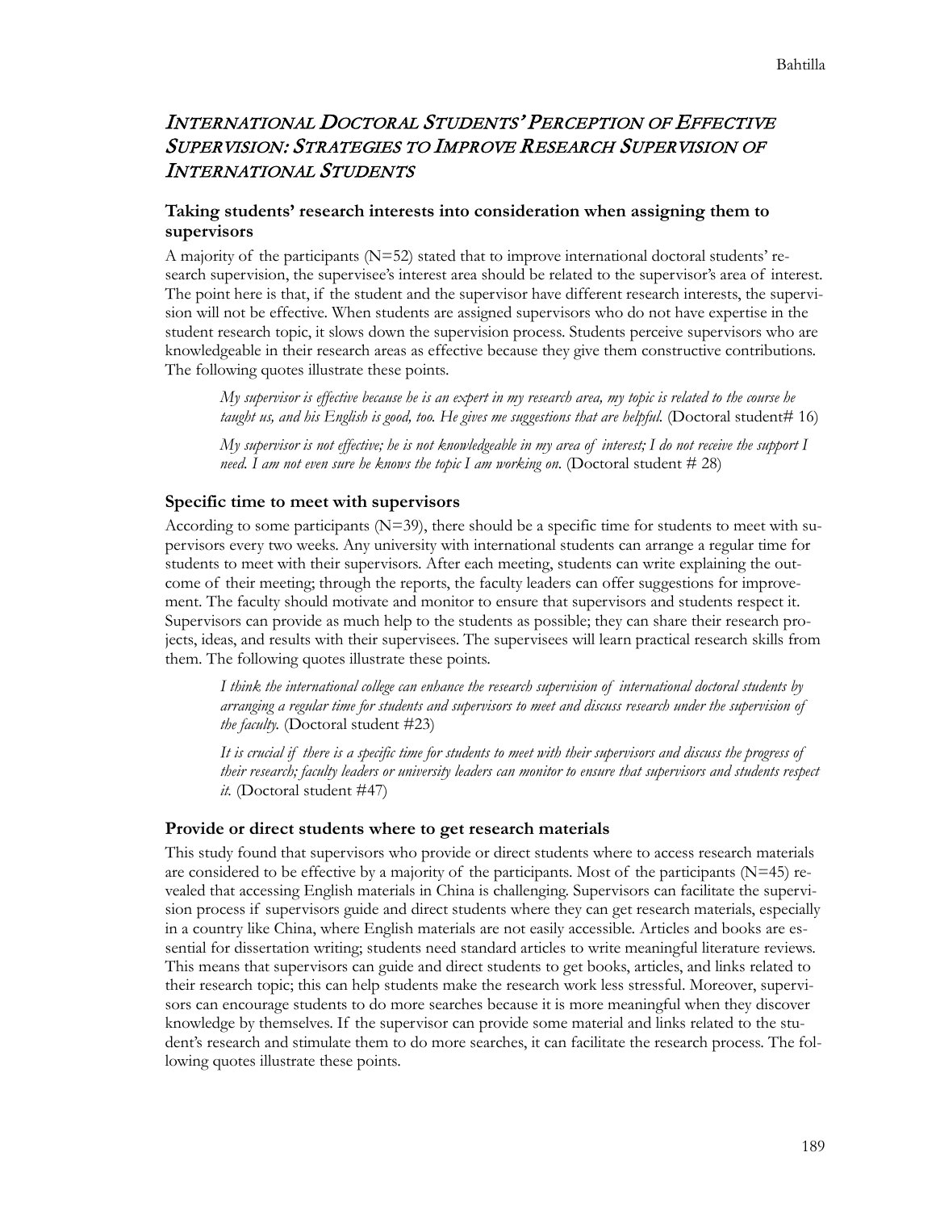## *International Doctoral Students' Perception of Effective Supervision: Strategies to Improve Research Supervision of International Students*

### Taking students' research interests into consideration when assigning them to supervisors

A majority of the participants (N=52) stated that to improve international doctoral students' research supervision, the supervisee's interest area should be related to the supervisor's area of interest. The point here is that, if the student and the supervisor have different research interests, the supervision will not be effective. When students are assigned supervisors who do not have expertise in the student research topic, it slows down the supervision process. Students perceive supervisors who are knowledgeable in their research areas as effective because they give them constructive contributions. The following quotes illustrate these points.

> *My supervisor is effective because he is an expert in my research area, my topic is related to the course he taught us, and his English is good, too. He gives me suggestions that are helpful.* (Doctoral student# 16)
>
> *My supervisor is not effective; he is not knowledgeable in my area of interest; I do not receive the support I need. I am not even sure he knows the topic I am working on.* (Doctoral student # 28)

### Specific time to meet with supervisors

According to some participants (N=39), there should be a specific time for students to meet with supervisors every two weeks. Any university with international students can arrange a regular time for students to meet with their supervisors. After each meeting, students can write explaining the outcome of their meeting; through the reports, the faculty leaders can offer suggestions for improvement. The faculty should motivate and monitor to ensure that supervisors and students respect it. Supervisors can provide as much help to the students as possible; they can share their research projects, ideas, and results with their supervisees. The supervisees will learn practical research skills from them. The following quotes illustrate these points.

> *I think the international college can enhance the research supervision of international doctoral students by arranging a regular time for students and supervisors to meet and discuss research under the supervision of the faculty.* (Doctoral student #23)
>
> *It is crucial if there is a specific time for students to meet with their supervisors and discuss the progress of their research; faculty leaders or university leaders can monitor to ensure that supervisors and students respect it.* (Doctoral student #47)

### Provide or direct students where to get research materials

This study found that supervisors who provide or direct students where to access research materials are considered to be effective by a majority of the participants. Most of the participants (N=45) revealed that accessing English materials in China is challenging. Supervisors can facilitate the supervision process if supervisors guide and direct students where they can get research materials, especially in a country like China, where English materials are not easily accessible. Articles and books are essential for dissertation writing; students need standard articles to write meaningful literature reviews. This means that supervisors can guide and direct students to get books, articles, and links related to their research topic; this can help students make the research work less stressful. Moreover, supervisors can encourage students to do more searches because it is more meaningful when they discover knowledge by themselves. If the supervisor can provide some material and links related to the student's research and stimulate them to do more searches, it can facilitate the research process. The following quotes illustrate these points.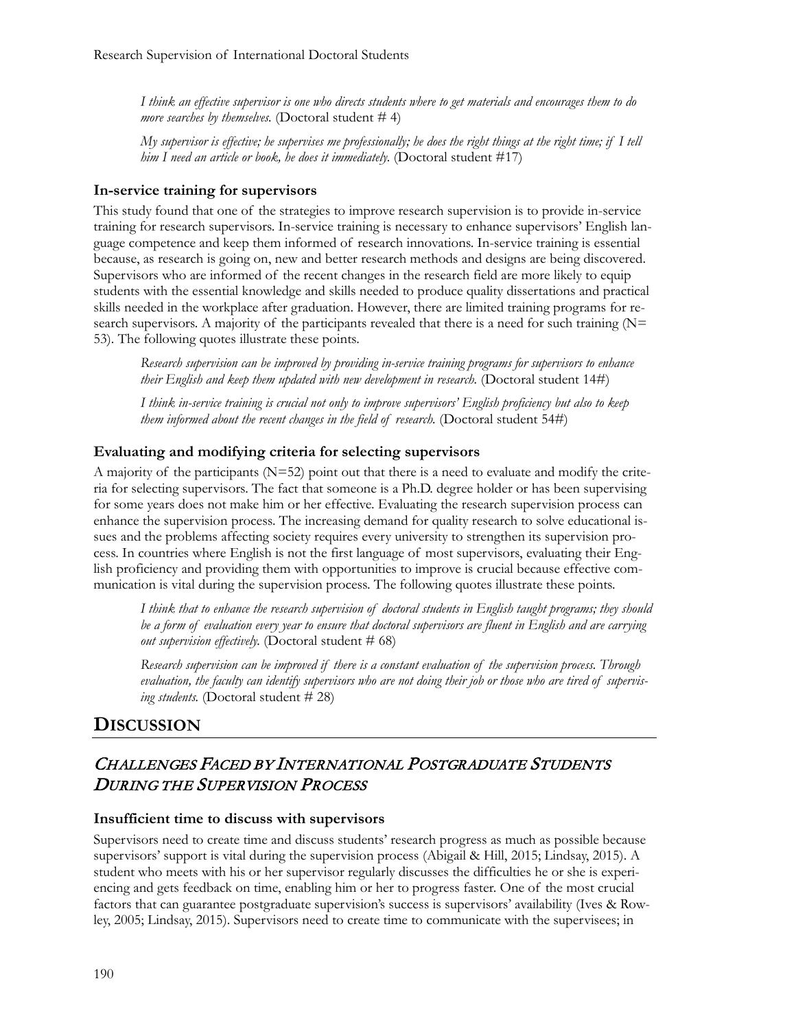*I think an effective supervisor is one who directs students where to get materials and encourages them to do more searches by themselves.* (Doctoral student # 4)

*My supervisor is effective; he supervises me professionally; he does the right things at the right time; if I tell him I need an article or book, he does it immediately.* (Doctoral student #17)

### In-service training for supervisors

This study found that one of the strategies to improve research supervision is to provide in-service training for research supervisors. In-service training is necessary to enhance supervisors' English language competence and keep them informed of research innovations. In-service training is essential because, as research is going on, new and better research methods and designs are being discovered. Supervisors who are informed of the recent changes in the research field are more likely to equip students with the essential knowledge and skills needed to produce quality dissertations and practical skills needed in the workplace after graduation. However, there are limited training programs for research supervisors. A majority of the participants revealed that there is a need for such training (N= 53). The following quotes illustrate these points.

*Research supervision can be improved by providing in-service training programs for supervisors to enhance their English and keep them updated with new development in research.* (Doctoral student 14#)

*I think in-service training is crucial not only to improve supervisors' English proficiency but also to keep them informed about the recent changes in the field of research.* (Doctoral student 54#)

### Evaluating and modifying criteria for selecting supervisors

A majority of the participants (N=52) point out that there is a need to evaluate and modify the criteria for selecting supervisors. The fact that someone is a Ph.D. degree holder or has been supervising for some years does not make him or her effective. Evaluating the research supervision process can enhance the supervision process. The increasing demand for quality research to solve educational issues and the problems affecting society requires every university to strengthen its supervision process. In countries where English is not the first language of most supervisors, evaluating their English proficiency and providing them with opportunities to improve is crucial because effective communication is vital during the supervision process. The following quotes illustrate these points.

*I think that to enhance the research supervision of doctoral students in English taught programs; they should be a form of evaluation every year to ensure that doctoral supervisors are fluent in English and are carrying out supervision effectively.* (Doctoral student # 68)

*Research supervision can be improved if there is a constant evaluation of the supervision process. Through evaluation, the faculty can identify supervisors who are not doing their job or those who are tired of supervising students.* (Doctoral student # 28)

# DISCUSSION

## CHALLENGES FACED BY INTERNATIONAL POSTGRADUATE STUDENTS DURING THE SUPERVISION PROCESS

### Insufficient time to discuss with supervisors

Supervisors need to create time and discuss students' research progress as much as possible because supervisors' support is vital during the supervision process (Abigail & Hill, 2015; Lindsay, 2015). A student who meets with his or her supervisor regularly discusses the difficulties he or she is experiencing and gets feedback on time, enabling him or her to progress faster. One of the most crucial factors that can guarantee postgraduate supervision's success is supervisors' availability (Ives & Rowley, 2005; Lindsay, 2015). Supervisors need to create time to communicate with the supervisees; in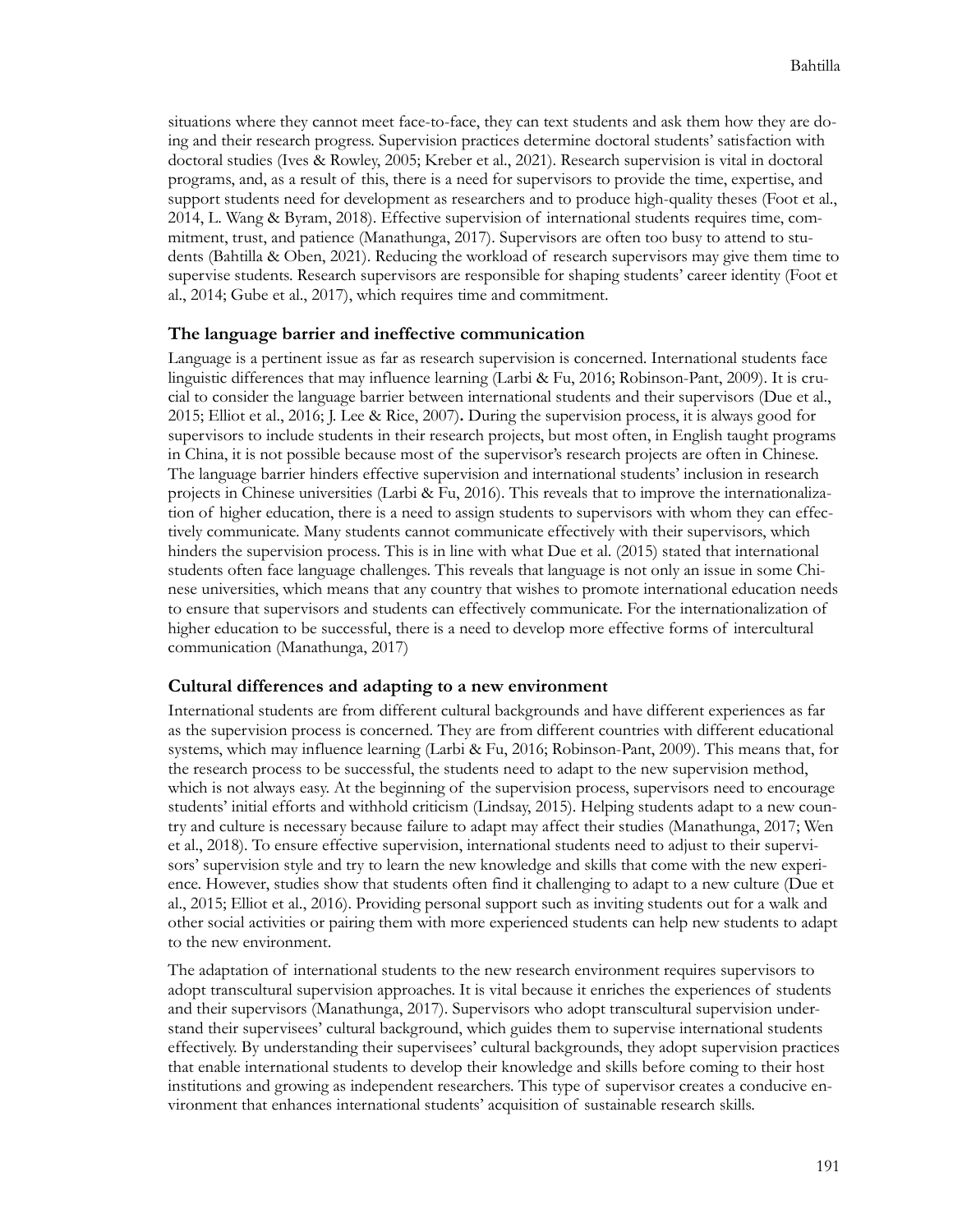situations where they cannot meet face-to-face, they can text students and ask them how they are doing and their research progress. Supervision practices determine doctoral students' satisfaction with doctoral studies (Ives & Rowley, 2005; Kreber et al., 2021). Research supervision is vital in doctoral programs, and, as a result of this, there is a need for supervisors to provide the time, expertise, and support students need for development as researchers and to produce high-quality theses (Foot et al., 2014, L. Wang & Byram, 2018). Effective supervision of international students requires time, commitment, trust, and patience (Manathunga, 2017). Supervisors are often too busy to attend to students (Bahtilla & Oben, 2021). Reducing the workload of research supervisors may give them time to supervise students. Research supervisors are responsible for shaping students' career identity (Foot et al., 2014; Gube et al., 2017), which requires time and commitment.

### The language barrier and ineffective communication

Language is a pertinent issue as far as research supervision is concerned. International students face linguistic differences that may influence learning (Larbi & Fu, 2016; Robinson-Pant, 2009). It is crucial to consider the language barrier between international students and their supervisors (Due et al., 2015; Elliot et al., 2016; J. Lee & Rice, 2007)**.** During the supervision process, it is always good for supervisors to include students in their research projects, but most often, in English taught programs in China, it is not possible because most of the supervisor's research projects are often in Chinese. The language barrier hinders effective supervision and international students' inclusion in research projects in Chinese universities (Larbi & Fu, 2016). This reveals that to improve the internationalization of higher education, there is a need to assign students to supervisors with whom they can effectively communicate. Many students cannot communicate effectively with their supervisors, which hinders the supervision process. This is in line with what Due et al. (2015) stated that international students often face language challenges. This reveals that language is not only an issue in some Chinese universities, which means that any country that wishes to promote international education needs to ensure that supervisors and students can effectively communicate. For the internationalization of higher education to be successful, there is a need to develop more effective forms of intercultural communication (Manathunga, 2017)

### Cultural differences and adapting to a new environment

International students are from different cultural backgrounds and have different experiences as far as the supervision process is concerned. They are from different countries with different educational systems, which may influence learning (Larbi & Fu, 2016; Robinson-Pant, 2009). This means that, for the research process to be successful, the students need to adapt to the new supervision method, which is not always easy. At the beginning of the supervision process, supervisors need to encourage students' initial efforts and withhold criticism (Lindsay, 2015). Helping students adapt to a new country and culture is necessary because failure to adapt may affect their studies (Manathunga, 2017; Wen et al., 2018). To ensure effective supervision, international students need to adjust to their supervisors' supervision style and try to learn the new knowledge and skills that come with the new experience. However, studies show that students often find it challenging to adapt to a new culture (Due et al., 2015; Elliot et al., 2016). Providing personal support such as inviting students out for a walk and other social activities or pairing them with more experienced students can help new students to adapt to the new environment.

The adaptation of international students to the new research environment requires supervisors to adopt transcultural supervision approaches. It is vital because it enriches the experiences of students and their supervisors (Manathunga, 2017). Supervisors who adopt transcultural supervision understand their supervisees' cultural background, which guides them to supervise international students effectively. By understanding their supervisees' cultural backgrounds, they adopt supervision practices that enable international students to develop their knowledge and skills before coming to their host institutions and growing as independent researchers. This type of supervisor creates a conducive environment that enhances international students' acquisition of sustainable research skills.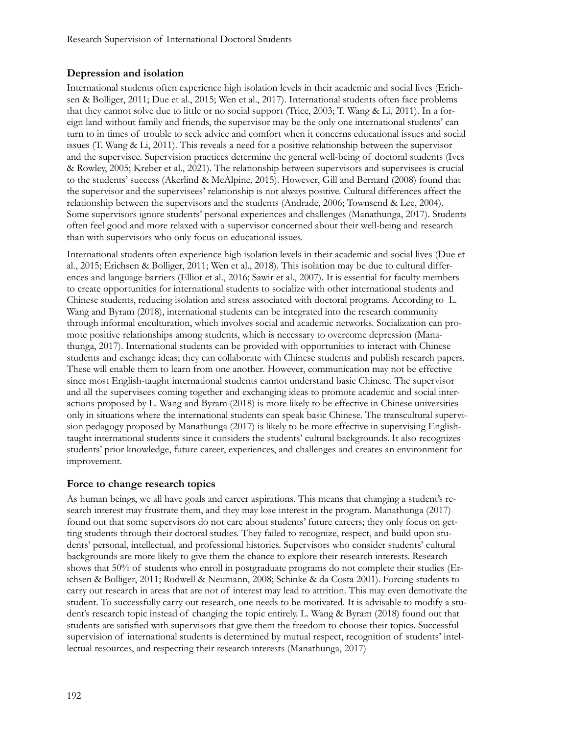### Depression and isolation

International students often experience high isolation levels in their academic and social lives (Erichsen & Bolliger, 2011; Due et al., 2015; Wen et al., 2017). International students often face problems that they cannot solve due to little or no social support (Trice, 2003; T. Wang & Li, 2011). In a foreign land without family and friends, the supervisor may be the only one international students' can turn to in times of trouble to seek advice and comfort when it concerns educational issues and social issues (T. Wang & Li, 2011). This reveals a need for a positive relationship between the supervisor and the supervisee. Supervision practices determine the general well-being of doctoral students (Ives & Rowley, 2005; Kreber et al., 2021). The relationship between supervisors and supervisees is crucial to the students' success (Akerlind & McAlpine, 2015). However, Gill and Bernard (2008) found that the supervisor and the supervisees' relationship is not always positive. Cultural differences affect the relationship between the supervisors and the students (Andrade, 2006; Townsend & Lee, 2004). Some supervisors ignore students' personal experiences and challenges (Manathunga, 2017). Students often feel good and more relaxed with a supervisor concerned about their well-being and research than with supervisors who only focus on educational issues.

International students often experience high isolation levels in their academic and social lives (Due et al., 2015; Erichsen & Bolliger, 2011; Wen et al., 2018). This isolation may be due to cultural differences and language barriers (Elliot et al., 2016; Sawir et al., 2007). It is essential for faculty members to create opportunities for international students to socialize with other international students and Chinese students, reducing isolation and stress associated with doctoral programs. According to L. Wang and Byram (2018), international students can be integrated into the research community through informal enculturation, which involves social and academic networks. Socialization can promote positive relationships among students, which is necessary to overcome depression (Manathunga, 2017). International students can be provided with opportunities to interact with Chinese students and exchange ideas; they can collaborate with Chinese students and publish research papers. These will enable them to learn from one another. However, communication may not be effective since most English-taught international students cannot understand basic Chinese. The supervisor and all the supervisees coming together and exchanging ideas to promote academic and social interactions proposed by L. Wang and Byram (2018) is more likely to be effective in Chinese universities only in situations where the international students can speak basic Chinese. The transcultural supervision pedagogy proposed by Manathunga (2017) is likely to be more effective in supervising English-taught international students since it considers the students' cultural backgrounds. It also recognizes students' prior knowledge, future career, experiences, and challenges and creates an environment for improvement.

### Force to change research topics

As human beings, we all have goals and career aspirations. This means that changing a student's research interest may frustrate them, and they may lose interest in the program. Manathunga (2017) found out that some supervisors do not care about students' future careers; they only focus on getting students through their doctoral studies. They failed to recognize, respect, and build upon students' personal, intellectual, and professional histories. Supervisors who consider students' cultural backgrounds are more likely to give them the chance to explore their research interests. Research shows that 50% of students who enroll in postgraduate programs do not complete their studies (Erichsen & Bolliger, 2011; Rodwell & Neumann, 2008; Schinke & da Costa 2001). Forcing students to carry out research in areas that are not of interest may lead to attrition. This may even demotivate the student. To successfully carry out research, one needs to be motivated. It is advisable to modify a student's research topic instead of changing the topic entirely. L. Wang & Byram (2018) found out that students are satisfied with supervisors that give them the freedom to choose their topics. Successful supervision of international students is determined by mutual respect, recognition of students' intellectual resources, and respecting their research interests (Manathunga, 2017)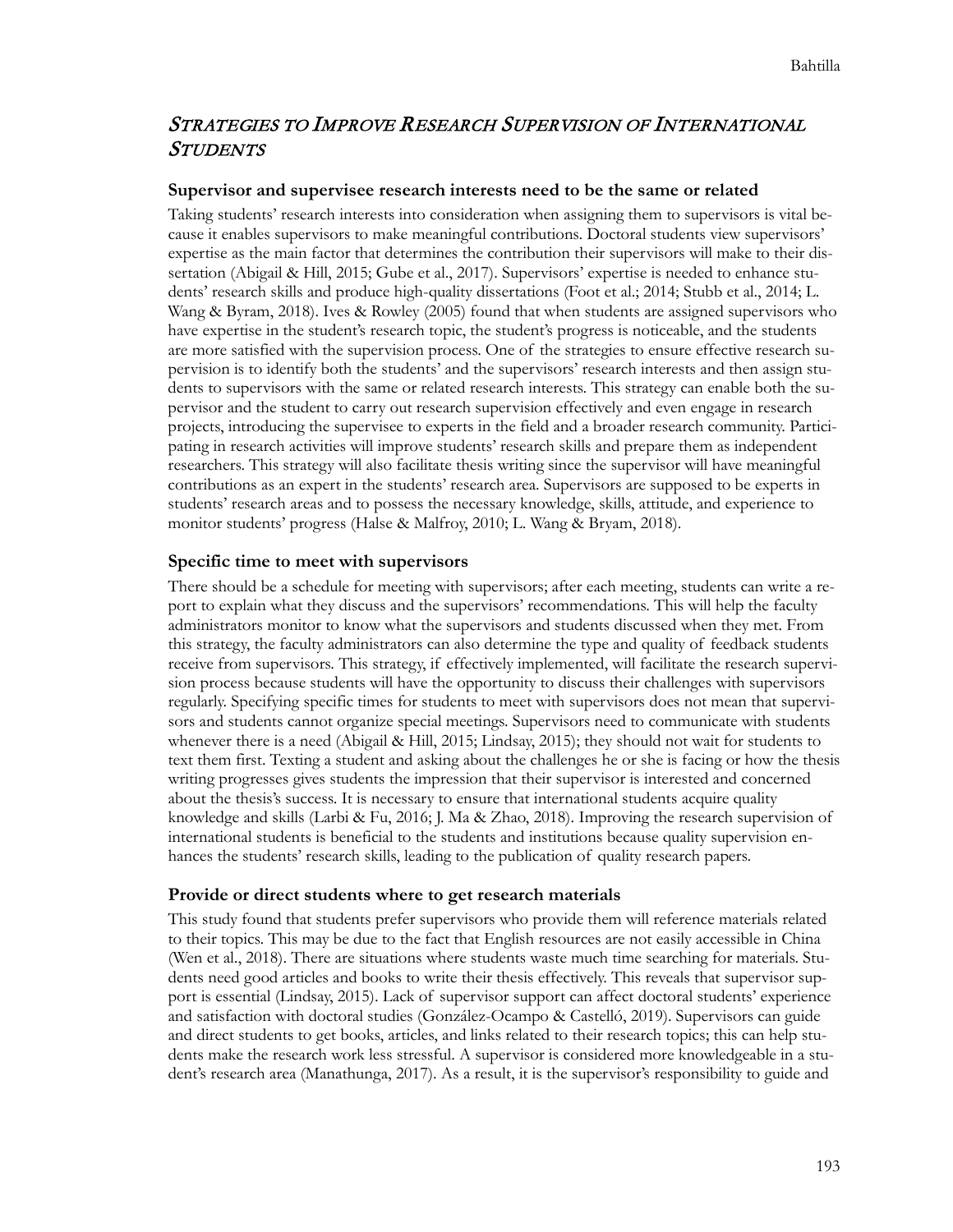## *Strategies to Improve Research Supervision of International Students*

### Supervisor and supervisee research interests need to be the same or related

Taking students' research interests into consideration when assigning them to supervisors is vital because it enables supervisors to make meaningful contributions. Doctoral students view supervisors' expertise as the main factor that determines the contribution their supervisors will make to their dissertation (Abigail & Hill, 2015; Gube et al., 2017). Supervisors' expertise is needed to enhance students' research skills and produce high-quality dissertations (Foot et al.; 2014; Stubb et al., 2014; L. Wang & Byram, 2018). Ives & Rowley (2005) found that when students are assigned supervisors who have expertise in the student's research topic, the student's progress is noticeable, and the students are more satisfied with the supervision process. One of the strategies to ensure effective research supervision is to identify both the students' and the supervisors' research interests and then assign students to supervisors with the same or related research interests. This strategy can enable both the supervisor and the student to carry out research supervision effectively and even engage in research projects, introducing the supervisee to experts in the field and a broader research community. Participating in research activities will improve students' research skills and prepare them as independent researchers. This strategy will also facilitate thesis writing since the supervisor will have meaningful contributions as an expert in the students' research area. Supervisors are supposed to be experts in students' research areas and to possess the necessary knowledge, skills, attitude, and experience to monitor students' progress (Halse & Malfroy, 2010; L. Wang & Bryam, 2018).

### Specific time to meet with supervisors

There should be a schedule for meeting with supervisors; after each meeting, students can write a report to explain what they discuss and the supervisors' recommendations. This will help the faculty administrators monitor to know what the supervisors and students discussed when they met. From this strategy, the faculty administrators can also determine the type and quality of feedback students receive from supervisors. This strategy, if effectively implemented, will facilitate the research supervision process because students will have the opportunity to discuss their challenges with supervisors regularly. Specifying specific times for students to meet with supervisors does not mean that supervisors and students cannot organize special meetings. Supervisors need to communicate with students whenever there is a need (Abigail & Hill, 2015; Lindsay, 2015); they should not wait for students to text them first. Texting a student and asking about the challenges he or she is facing or how the thesis writing progresses gives students the impression that their supervisor is interested and concerned about the thesis's success. It is necessary to ensure that international students acquire quality knowledge and skills (Larbi & Fu, 2016; J. Ma & Zhao, 2018). Improving the research supervision of international students is beneficial to the students and institutions because quality supervision enhances the students' research skills, leading to the publication of quality research papers.

### Provide or direct students where to get research materials

This study found that students prefer supervisors who provide them will reference materials related to their topics. This may be due to the fact that English resources are not easily accessible in China (Wen et al., 2018). There are situations where students waste much time searching for materials. Students need good articles and books to write their thesis effectively. This reveals that supervisor support is essential (Lindsay, 2015). Lack of supervisor support can affect doctoral students' experience and satisfaction with doctoral studies (González-Ocampo & Castelló, 2019). Supervisors can guide and direct students to get books, articles, and links related to their research topics; this can help students make the research work less stressful. A supervisor is considered more knowledgeable in a student's research area (Manathunga, 2017). As a result, it is the supervisor's responsibility to guide and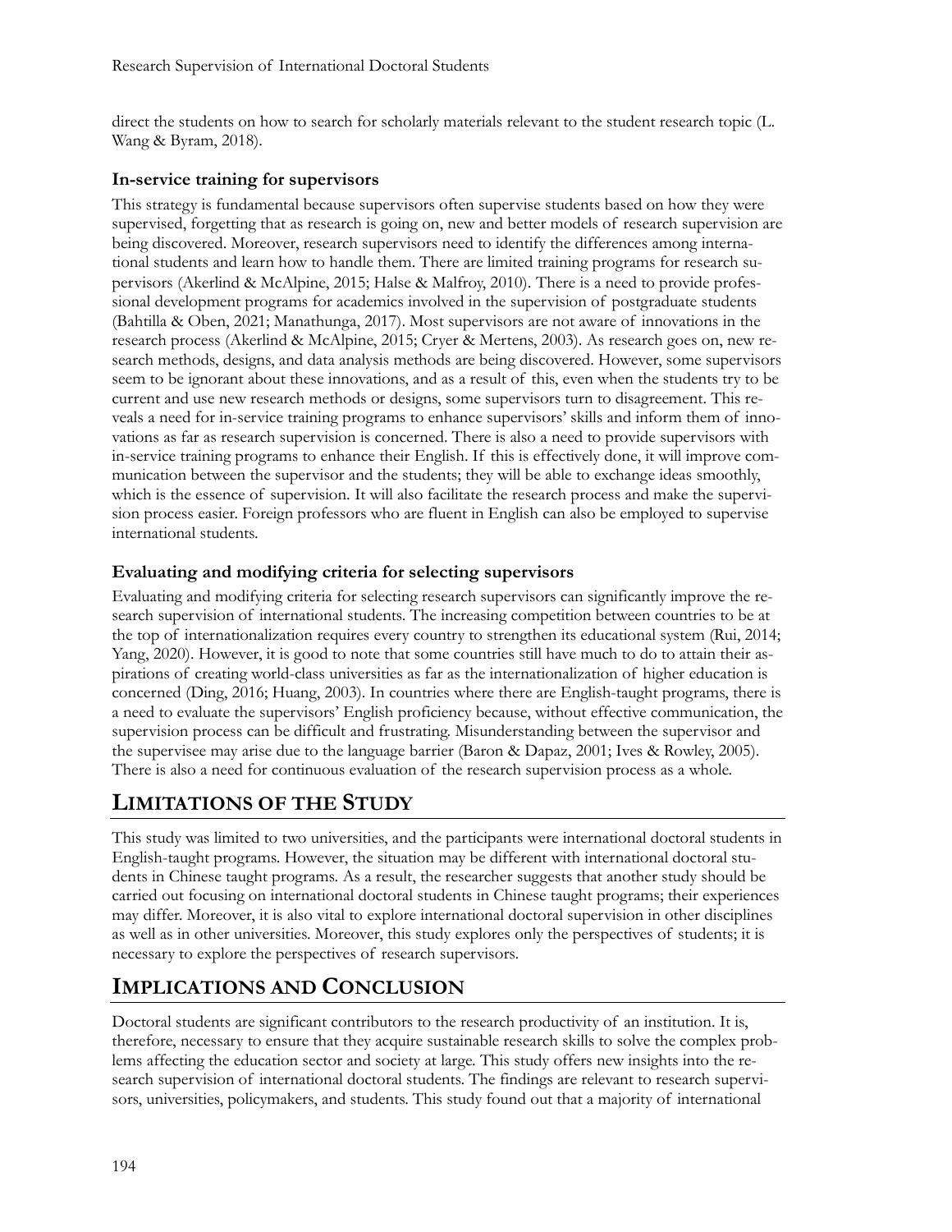direct the students on how to search for scholarly materials relevant to the student research topic (L. Wang & Byram, 2018).

### In-service training for supervisors

This strategy is fundamental because supervisors often supervise students based on how they were supervised, forgetting that as research is going on, new and better models of research supervision are being discovered. Moreover, research supervisors need to identify the differences among international students and learn how to handle them. There are limited training programs for research supervisors (Akerlind & McAlpine, 2015; Halse & Malfroy, 2010). There is a need to provide professional development programs for academics involved in the supervision of postgraduate students (Bahtilla & Oben, 2021; Manathunga, 2017). Most supervisors are not aware of innovations in the research process (Akerlind & McAlpine, 2015; Cryer & Mertens, 2003). As research goes on, new research methods, designs, and data analysis methods are being discovered. However, some supervisors seem to be ignorant about these innovations, and as a result of this, even when the students try to be current and use new research methods or designs, some supervisors turn to disagreement. This reveals a need for in-service training programs to enhance supervisors' skills and inform them of innovations as far as research supervision is concerned. There is also a need to provide supervisors with in-service training programs to enhance their English. If this is effectively done, it will improve communication between the supervisor and the students; they will be able to exchange ideas smoothly, which is the essence of supervision. It will also facilitate the research process and make the supervision process easier. Foreign professors who are fluent in English can also be employed to supervise international students.

### Evaluating and modifying criteria for selecting supervisors

Evaluating and modifying criteria for selecting research supervisors can significantly improve the research supervision of international students. The increasing competition between countries to be at the top of internationalization requires every country to strengthen its educational system (Rui, 2014; Yang, 2020). However, it is good to note that some countries still have much to do to attain their aspirations of creating world-class universities as far as the internationalization of higher education is concerned (Ding, 2016; Huang, 2003). In countries where there are English-taught programs, there is a need to evaluate the supervisors' English proficiency because, without effective communication, the supervision process can be difficult and frustrating. Misunderstanding between the supervisor and the supervisee may arise due to the language barrier (Baron & Dapaz, 2001; Ives & Rowley, 2005). There is also a need for continuous evaluation of the research supervision process as a whole.

## Limitations of the Study

This study was limited to two universities, and the participants were international doctoral students in English-taught programs. However, the situation may be different with international doctoral students in Chinese taught programs. As a result, the researcher suggests that another study should be carried out focusing on international doctoral students in Chinese taught programs; their experiences may differ. Moreover, it is also vital to explore international doctoral supervision in other disciplines as well as in other universities. Moreover, this study explores only the perspectives of students; it is necessary to explore the perspectives of research supervisors.

## Implications and Conclusion

Doctoral students are significant contributors to the research productivity of an institution. It is, therefore, necessary to ensure that they acquire sustainable research skills to solve the complex problems affecting the education sector and society at large. This study offers new insights into the research supervision of international doctoral students. The findings are relevant to research supervisors, universities, policymakers, and students. This study found out that a majority of international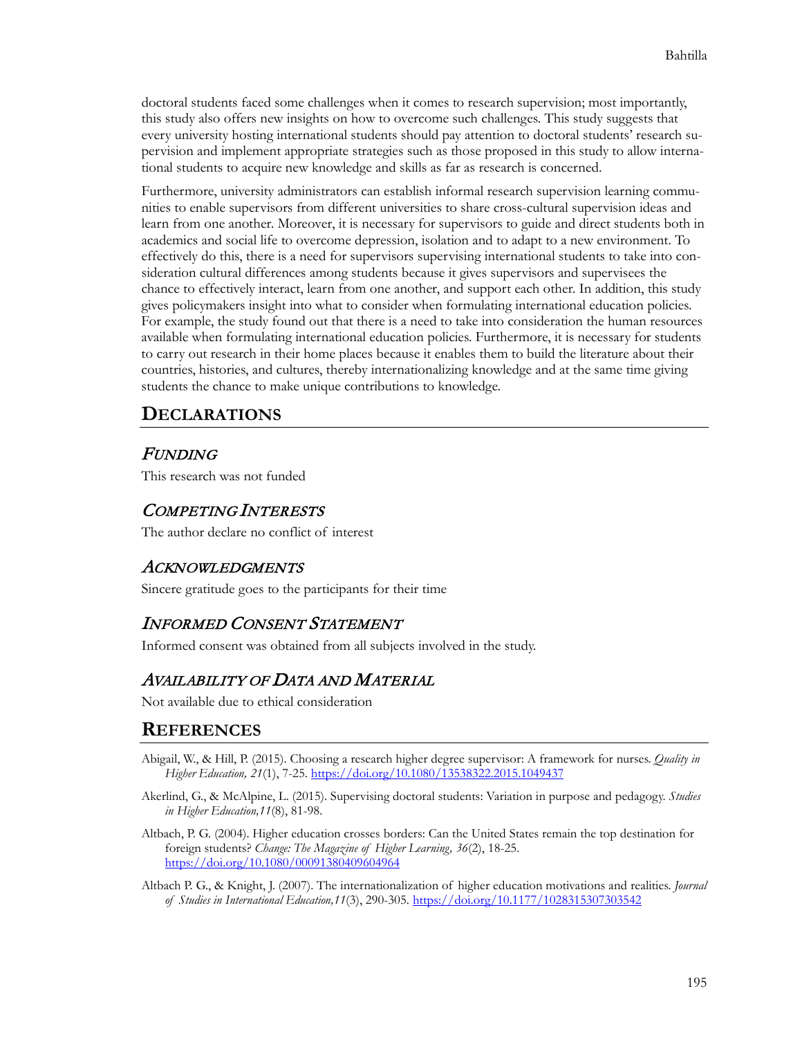doctoral students faced some challenges when it comes to research supervision; most importantly, this study also offers new insights on how to overcome such challenges. This study suggests that every university hosting international students should pay attention to doctoral students' research supervision and implement appropriate strategies such as those proposed in this study to allow international students to acquire new knowledge and skills as far as research is concerned.

Furthermore, university administrators can establish informal research supervision learning communities to enable supervisors from different universities to share cross-cultural supervision ideas and learn from one another. Moreover, it is necessary for supervisors to guide and direct students both in academics and social life to overcome depression, isolation and to adapt to a new environment. To effectively do this, there is a need for supervisors supervising international students to take into consideration cultural differences among students because it gives supervisors and supervisees the chance to effectively interact, learn from one another, and support each other. In addition, this study gives policymakers insight into what to consider when formulating international education policies. For example, the study found out that there is a need to take into consideration the human resources available when formulating international education policies. Furthermore, it is necessary for students to carry out research in their home places because it enables them to build the literature about their countries, histories, and cultures, thereby internationalizing knowledge and at the same time giving students the chance to make unique contributions to knowledge.

## DECLARATIONS

### *FUNDING*

This research was not funded

### *COMPETING INTERESTS*

The author declare no conflict of interest

### *ACKNOWLEDGMENTS*

Sincere gratitude goes to the participants for their time

### *INFORMED CONSENT STATEMENT*

Informed consent was obtained from all subjects involved in the study.

### *AVAILABILITY OF DATA AND MATERIAL*

Not available due to ethical consideration

## REFERENCES

Abigail, W., & Hill, P. (2015). Choosing a research higher degree supervisor: A framework for nurses. *Quality in Higher Education, 21*(1), 7-25. https://doi.org/10.1080/13538322.2015.1049437

Akerlind, G., & McAlpine, L. (2015). Supervising doctoral students: Variation in purpose and pedagogy. *Studies in Higher Education,11*(8), 81-98.

Altbach, P. G. (2004). Higher education crosses borders: Can the United States remain the top destination for foreign students? *Change: The Magazine of Higher Learning, 36*(2), 18-25. https://doi.org/10.1080/00091380409604964

Altbach P. G., & Knight, J. (2007). The internationalization of higher education motivations and realities. *Journal of Studies in International Education,11*(3), 290-305. https://doi.org/10.1177/1028315307303542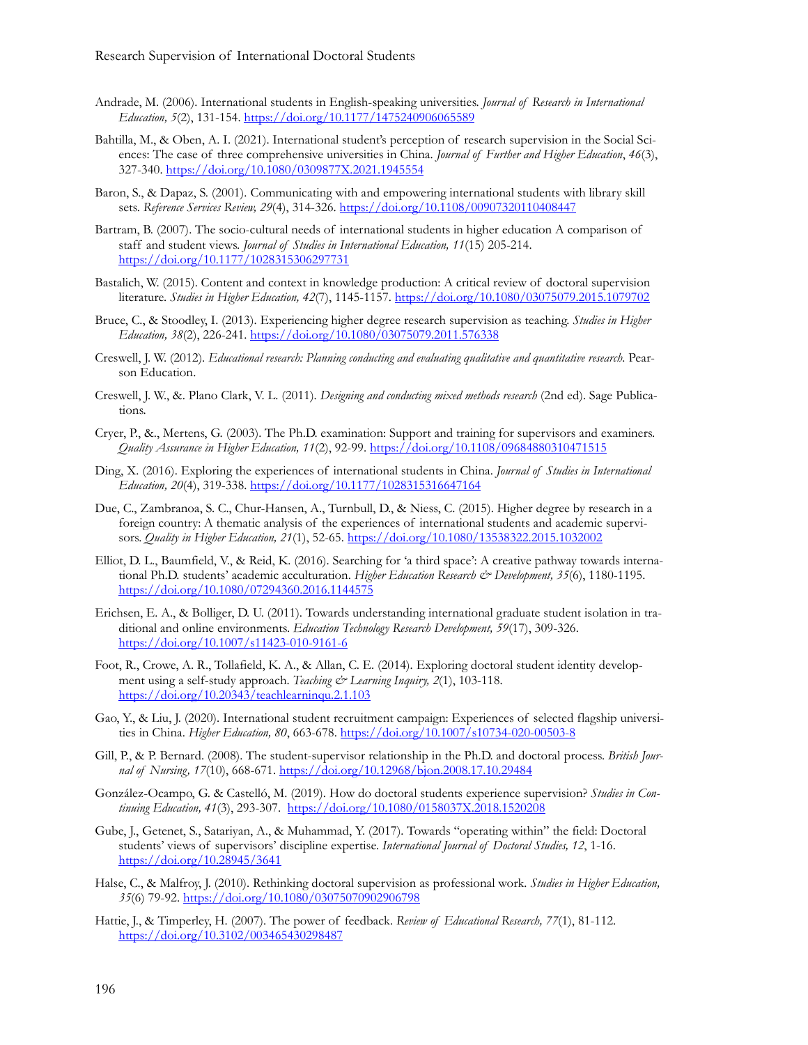Andrade, M. (2006). International students in English-speaking universities. *Journal of Research in International Education, 5*(2), 131-154. https://doi.org/10.1177/1475240906065589

Bahtilla, M., & Oben, A. I. (2021). International student's perception of research supervision in the Social Sciences: The case of three comprehensive universities in China. *Journal of Further and Higher Education*, *46*(3), 327-340. https://doi.org/10.1080/0309877X.2021.1945554

Baron, S., & Dapaz, S. (2001). Communicating with and empowering international students with library skill sets. *Reference Services Review, 29*(4), 314-326. https://doi.org/10.1108/00907320110408447

Bartram, B. (2007). The socio-cultural needs of international students in higher education A comparison of staff and student views. *Journal of Studies in International Education, 11*(15) 205-214. https://doi.org/10.1177/1028315306297731

Bastalich, W. (2015). Content and context in knowledge production: A critical review of doctoral supervision literature. *Studies in Higher Education, 42*(7), 1145-1157. https://doi.org/10.1080/03075079.2015.1079702

Bruce, C., & Stoodley, I. (2013). Experiencing higher degree research supervision as teaching. *Studies in Higher Education, 38*(2), 226-241. https://doi.org/10.1080/03075079.2011.576338

Creswell, J. W. (2012). *Educational research: Planning conducting and evaluating qualitative and quantitative research.* Pearson Education.

Creswell, J. W., &. Plano Clark, V. L. (2011). *Designing and conducting mixed methods research* (2nd ed). Sage Publications.

Cryer, P., &., Mertens, G. (2003). The Ph.D. examination: Support and training for supervisors and examiners. *Quality Assurance in Higher Education, 11*(2), 92-99. https://doi.org/10.1108/09684880310471515

Ding, X. (2016). Exploring the experiences of international students in China. *Journal of Studies in International Education, 20*(4), 319-338. https://doi.org/10.1177/1028315316647164

Due, C., Zambranoa, S. C., Chur-Hansen, A., Turnbull, D., & Niess, C. (2015). Higher degree by research in a foreign country: A thematic analysis of the experiences of international students and academic supervisors. *Quality in Higher Education, 21*(1), 52-65. https://doi.org/10.1080/13538322.2015.1032002

Elliot, D. L., Baumfield, V., & Reid, K. (2016). Searching for 'a third space': A creative pathway towards international Ph.D. students' academic acculturation. *Higher Education Research & Development, 35*(6), 1180-1195. https://doi.org/10.1080/07294360.2016.1144575

Erichsen, E. A., & Bolliger, D. U. (2011). Towards understanding international graduate student isolation in traditional and online environments. *Education Technology Research Development, 59*(17), 309-326. https://doi.org/10.1007/s11423-010-9161-6

Foot, R., Crowe, A. R., Tollafield, K. A., & Allan, C. E. (2014). Exploring doctoral student identity development using a self-study approach. *Teaching & Learning Inquiry, 2*(1), 103-118. https://doi.org/10.20343/teachlearninqu.2.1.103

Gao, Y., & Liu, J. (2020). International student recruitment campaign: Experiences of selected flagship universities in China. *Higher Education, 80*, 663-678. https://doi.org/10.1007/s10734-020-00503-8

Gill, P., & P. Bernard. (2008). The student-supervisor relationship in the Ph.D. and doctoral process. *British Journal of Nursing, 17*(10), 668-671. https://doi.org/10.12968/bjon.2008.17.10.29484

González-Ocampo, G. & Castelló, M. (2019). How do doctoral students experience supervision? *Studies in Continuing Education, 41*(3), 293-307. https://doi.org/10.1080/0158037X.2018.1520208

Gube, J., Getenet, S., Satariyan, A., & Muhammad, Y. (2017). Towards "operating within" the field: Doctoral students' views of supervisors' discipline expertise. *International Journal of Doctoral Studies, 12*, 1-16. https://doi.org/10.28945/3641

Halse, C., & Malfroy, J. (2010). Rethinking doctoral supervision as professional work. *Studies in Higher Education, 35*(6) 79-92. https://doi.org/10.1080/03075070902906798

Hattie, J., & Timperley, H. (2007). The power of feedback. *Review of Educational Research, 77*(1), 81-112. https://doi.org/10.3102/003465430298487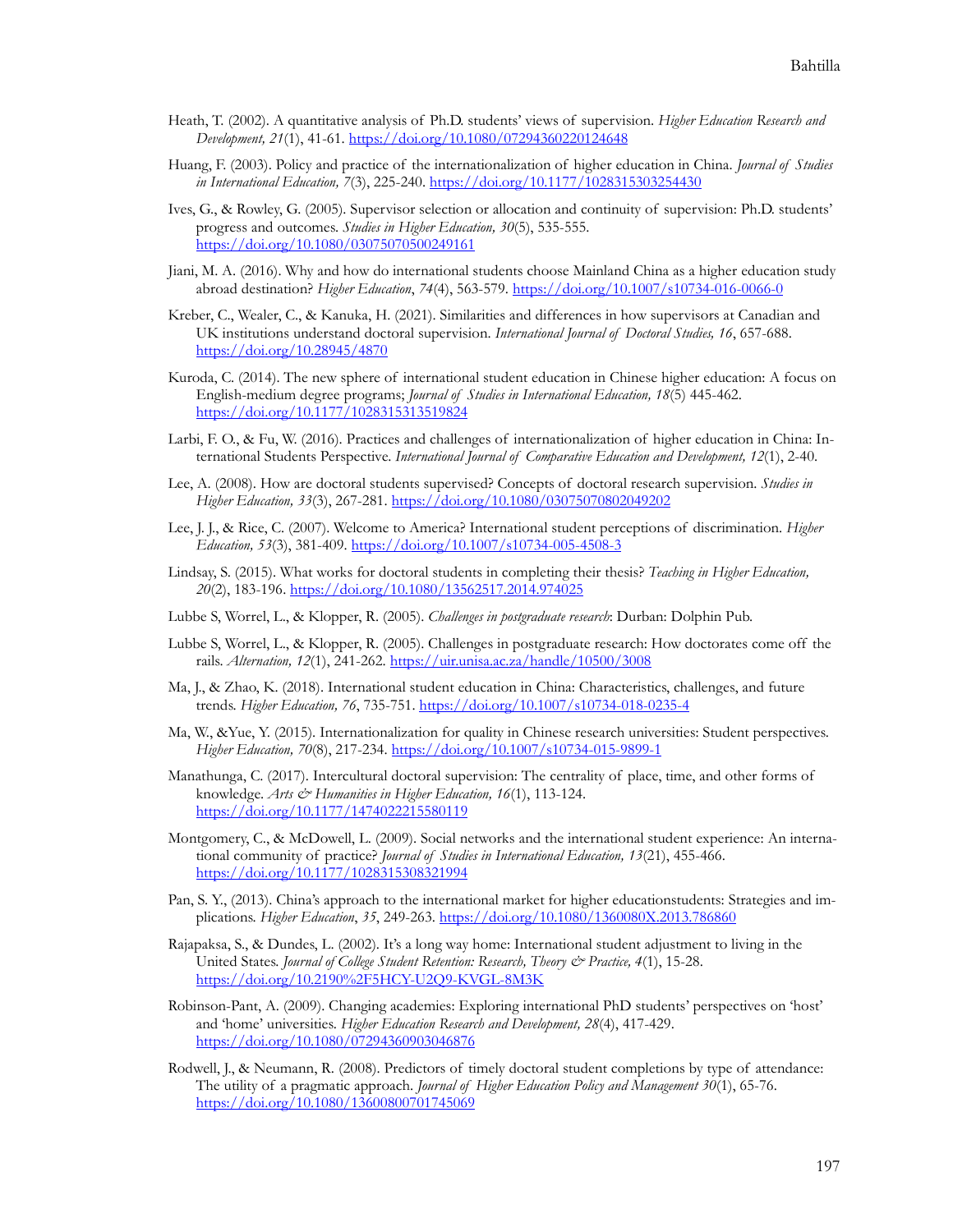Heath, T. (2002). A quantitative analysis of Ph.D. students' views of supervision. *Higher Education Research and Development, 21*(1), 41-61. https://doi.org/10.1080/07294360220124648

Huang, F. (2003). Policy and practice of the internationalization of higher education in China. *Journal of Studies in International Education, 7*(3), 225-240. https://doi.org/10.1177/1028315303254430

Ives, G., & Rowley, G. (2005). Supervisor selection or allocation and continuity of supervision: Ph.D. students' progress and outcomes. *Studies in Higher Education, 30*(5), 535-555. https://doi.org/10.1080/03075070500249161

Jiani, M. A. (2016). Why and how do international students choose Mainland China as a higher education study abroad destination? *Higher Education*, *74*(4), 563-579. https://doi.org/10.1007/s10734-016-0066-0

Kreber, C., Wealer, C., & Kanuka, H. (2021). Similarities and differences in how supervisors at Canadian and UK institutions understand doctoral supervision. *International Journal of Doctoral Studies, 16*, 657-688. https://doi.org/10.28945/4870

Kuroda, C. (2014). The new sphere of international student education in Chinese higher education: A focus on English-medium degree programs; *Journal of Studies in International Education, 18*(5) 445-462. https://doi.org/10.1177/1028315313519824

Larbi, F. O., & Fu, W. (2016). Practices and challenges of internationalization of higher education in China: International Students Perspective. *International Journal of Comparative Education and Development, 12*(1), 2-40.

Lee, A. (2008). How are doctoral students supervised? Concepts of doctoral research supervision. *Studies in Higher Education, 33*(3), 267-281. https://doi.org/10.1080/03075070802049202

Lee, J. J., & Rice, C. (2007). Welcome to America? International student perceptions of discrimination. *Higher Education, 53*(3), 381-409. https://doi.org/10.1007/s10734-005-4508-3

Lindsay, S. (2015). What works for doctoral students in completing their thesis? *Teaching in Higher Education, 20*(2), 183-196. https://doi.org/10.1080/13562517.2014.974025

Lubbe S, Worrel, L., & Klopper, R. (2005). *Challenges in postgraduate research*: Durban: Dolphin Pub.

Lubbe S, Worrel, L., & Klopper, R. (2005). Challenges in postgraduate research: How doctorates come off the rails. *Alternation, 12*(1), 241-262. https://uir.unisa.ac.za/handle/10500/3008

Ma, J., & Zhao, K. (2018). International student education in China: Characteristics, challenges, and future trends. *Higher Education, 76*, 735-751. https://doi.org/10.1007/s10734-018-0235-4

Ma, W., &Yue, Y. (2015). Internationalization for quality in Chinese research universities: Student perspectives. *Higher Education, 70*(8), 217-234. https://doi.org/10.1007/s10734-015-9899-1

Manathunga, C. (2017). Intercultural doctoral supervision: The centrality of place, time, and other forms of knowledge. *Arts & Humanities in Higher Education, 16*(1), 113-124. https://doi.org/10.1177/1474022215580119

Montgomery, C., & McDowell, L. (2009). Social networks and the international student experience: An international community of practice? *Journal of Studies in International Education, 13*(21), 455-466. https://doi.org/10.1177/1028315308321994

Pan, S. Y., (2013). China's approach to the international market for higher educationstudents: Strategies and implications. *Higher Education*, *35*, 249-263. https://doi.org/10.1080/1360080X.2013.786860

Rajapaksa, S., & Dundes, L. (2002). It's a long way home: International student adjustment to living in the United States. *Journal of College Student Retention: Research, Theory & Practice, 4*(1), 15-28. https://doi.org/10.2190%2F5HCY-U2Q9-KVGL-8M3K

Robinson-Pant, A. (2009). Changing academies: Exploring international PhD students' perspectives on 'host' and 'home' universities. *Higher Education Research and Development, 28*(4), 417-429. https://doi.org/10.1080/07294360903046876

Rodwell, J., & Neumann, R. (2008). Predictors of timely doctoral student completions by type of attendance: The utility of a pragmatic approach. *Journal of Higher Education Policy and Management 30*(1), 65-76. https://doi.org/10.1080/13600800701745069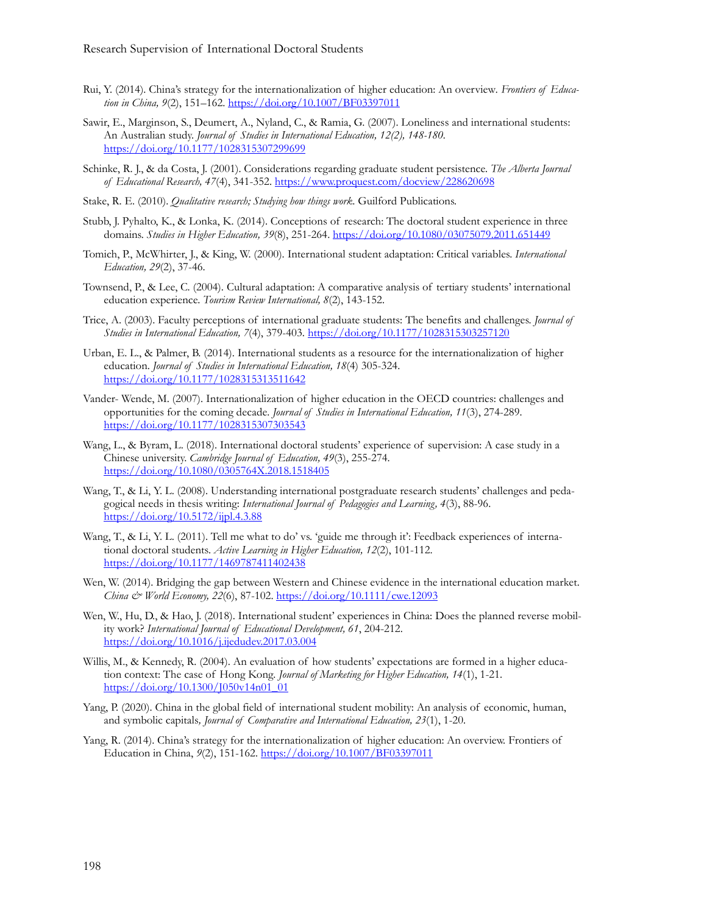Rui, Y. (2014). China's strategy for the internationalization of higher education: An overview. *Frontiers of Education in China, 9*(2), 151–162. https://doi.org/10.1007/BF03397011

Sawir, E., Marginson, S., Deumert, A., Nyland, C., & Ramia, G. (2007). Loneliness and international students: An Australian study. *Journal of Studies in International Education, 12(2), 148-180.* https://doi.org/10.1177/1028315307299699

Schinke, R. J., & da Costa, J. (2001). Considerations regarding graduate student persistence. *The Alberta Journal of Educational Research, 47*(4), 341-352. https://www.proquest.com/docview/228620698

Stake, R. E. (2010). *Qualitative research; Studying how things work.* Guilford Publications.

Stubb, J. Pyhalto, K., & Lonka, K. (2014). Conceptions of research: The doctoral student experience in three domains. *Studies in Higher Education, 39*(8), 251-264. https://doi.org/10.1080/03075079.2011.651449

Tomich, P., McWhirter, J., & King, W. (2000). International student adaptation: Critical variables. *International Education, 29*(2), 37-46.

Townsend, P., & Lee, C. (2004). Cultural adaptation: A comparative analysis of tertiary students' international education experience. *Tourism Review International, 8*(2), 143-152.

Trice, A. (2003). Faculty perceptions of international graduate students: The benefits and challenges. *Journal of Studies in International Education, 7*(4), 379-403. https://doi.org/10.1177/1028315303257120

Urban, E. L., & Palmer, B. (2014). International students as a resource for the internationalization of higher education. *Journal of Studies in International Education, 18*(4) 305-324. https://doi.org/10.1177/1028315313511642

Vander- Wende, M. (2007). Internationalization of higher education in the OECD countries: challenges and opportunities for the coming decade. *Journal of Studies in International Education, 11*(3), 274-289. https://doi.org/10.1177/1028315307303543

Wang, L., & Byram, L. (2018). International doctoral students' experience of supervision: A case study in a Chinese university. *Cambridge Journal of Education, 49*(3), 255-274. https://doi.org/10.1080/0305764X.2018.1518405

Wang, T., & Li, Y. L. (2008). Understanding international postgraduate research students' challenges and pedagogical needs in thesis writing: *International Journal of Pedagogies and Learning, 4*(3), 88-96. https://doi.org/10.5172/ijpl.4.3.88

Wang, T., & Li, Y. L. (2011). Tell me what to do' vs. 'guide me through it': Feedback experiences of international doctoral students. *Active Learning in Higher Education, 12*(2), 101-112. https://doi.org/10.1177/1469787411402438

Wen, W. (2014). Bridging the gap between Western and Chinese evidence in the international education market. *China & World Economy, 22*(6), 87-102. https://doi.org/10.1111/cwe.12093

Wen, W., Hu, D., & Hao, J. (2018). International student' experiences in China: Does the planned reverse mobility work? *International Journal of Educational Development, 61*, 204-212. https://doi.org/10.1016/j.ijedudev.2017.03.004

Willis, M., & Kennedy, R. (2004). An evaluation of how students' expectations are formed in a higher education context: The case of Hong Kong. *Journal of Marketing for Higher Education, 14*(1), 1-21. https://doi.org/10.1300/J050v14n01_01

Yang, P. (2020). China in the global field of international student mobility: An analysis of economic, human, and symbolic capitals*, Journal of Comparative and International Education, 23*(1), 1-20.

Yang, R. (2014). China's strategy for the internationalization of higher education: An overview. Frontiers of Education in China, *9*(2), 151-162. https://doi.org/10.1007/BF03397011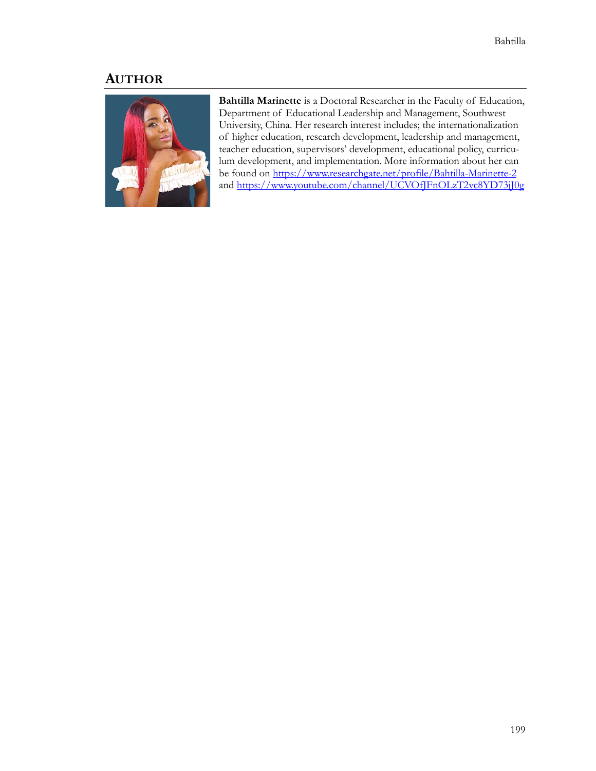## AUTHOR

**Bahtilla Marinette** is a Doctoral Researcher in the Faculty of Education, Department of Educational Leadership and Management, Southwest University, China. Her research interest includes; the internationalization of higher education, research development, leadership and management, teacher education, supervisors' development, educational policy, curriculum development, and implementation. More information about her can be found on https://www.researchgate.net/profile/Bahtilla-Marinette-2 and https://www.youtube.com/channel/UCVOfJFnOLzT2vc8YD73jJ0g